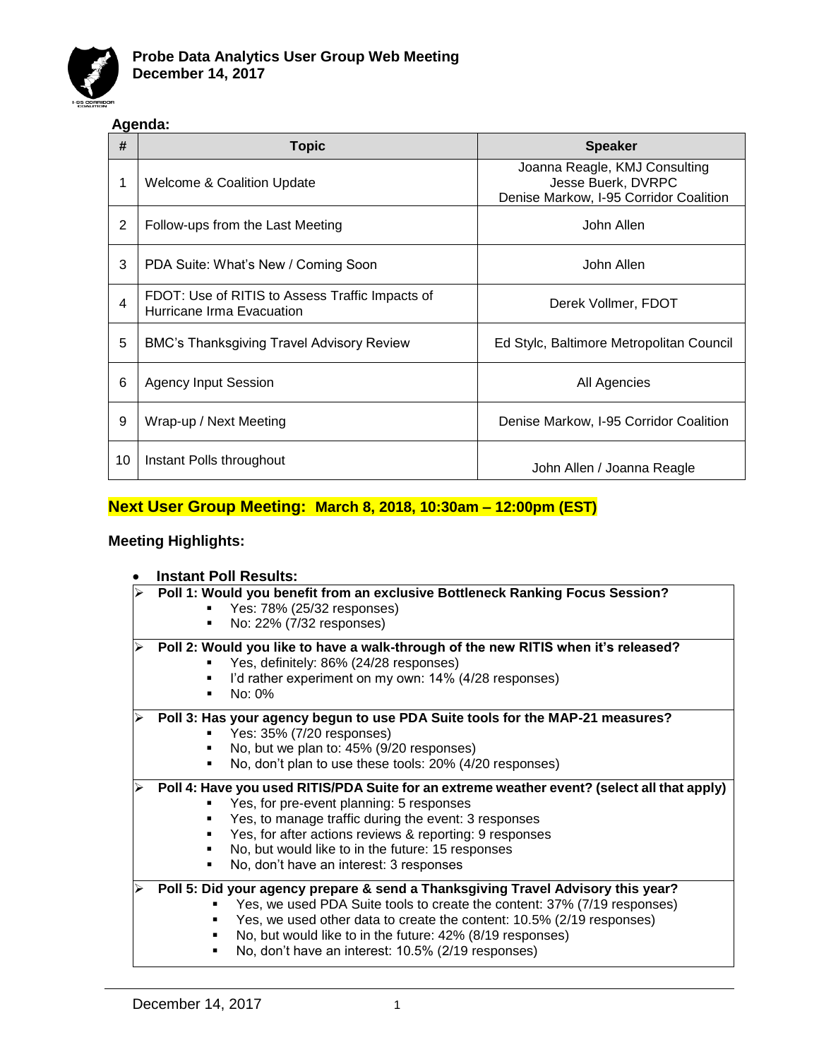# Probe Data Analytics User Group Web Meeting
## December 14, 2017

**Agenda:**

| # | Topic | Speaker |
|---|---|---|
| 1 | Welcome & Coalition Update | Joanna Reagle, KMJ Consulting<br>Jesse Buerk, DVRPC<br>Denise Markow, I-95 Corridor Coalition |
| 2 | Follow-ups from the Last Meeting | John Allen |
| 3 | PDA Suite: What's New / Coming Soon | John Allen |
| 4 | FDOT: Use of RITIS to Assess Traffic Impacts of Hurricane Irma Evacuation | Derek Vollmer, FDOT |
| 5 | BMC's Thanksgiving Travel Advisory Review | Ed Stylc, Baltimore Metropolitan Council |
| 6 | Agency Input Session | All Agencies |
| 9 | Wrap-up / Next Meeting | Denise Markow, I-95 Corridor Coalition |
| 10 | Instant Polls throughout | John Allen / Joanna Reagle |

**Next User Group Meeting: March 8, 2018, 10:30am – 12:00pm (EST)**

**Meeting Highlights:**

- **Instant Poll Results:**
  - **Poll 1: Would you benefit from an exclusive Bottleneck Ranking Focus Session?**
    - Yes: 78% (25/32 responses)
    - No: 22% (7/32 responses)
  - **Poll 2: Would you like to have a walk-through of the new RITIS when it's released?**
    - Yes, definitely: 86% (24/28 responses)
    - I'd rather experiment on my own: 14% (4/28 responses)
    - No: 0%
  - **Poll 3: Has your agency begun to use PDA Suite tools for the MAP-21 measures?**
    - Yes: 35% (7/20 responses)
    - No, but we plan to: 45% (9/20 responses)
    - No, don't plan to use these tools: 20% (4/20 responses)
  - **Poll 4: Have you used RITIS/PDA Suite for an extreme weather event? (select all that apply)**
    - Yes, for pre-event planning: 5 responses
    - Yes, to manage traffic during the event: 3 responses
    - Yes, for after actions reviews & reporting: 9 responses
    - No, but would like to in the future: 15 responses
    - No, don't have an interest: 3 responses
  - **Poll 5: Did your agency prepare & send a Thanksgiving Travel Advisory this year?**
    - Yes, we used PDA Suite tools to create the content: 37% (7/19 responses)
    - Yes, we used other data to create the content: 10.5% (2/19 responses)
    - No, but would like to in the future: 42% (8/19 responses)
    - No, don't have an interest: 10.5% (2/19 responses)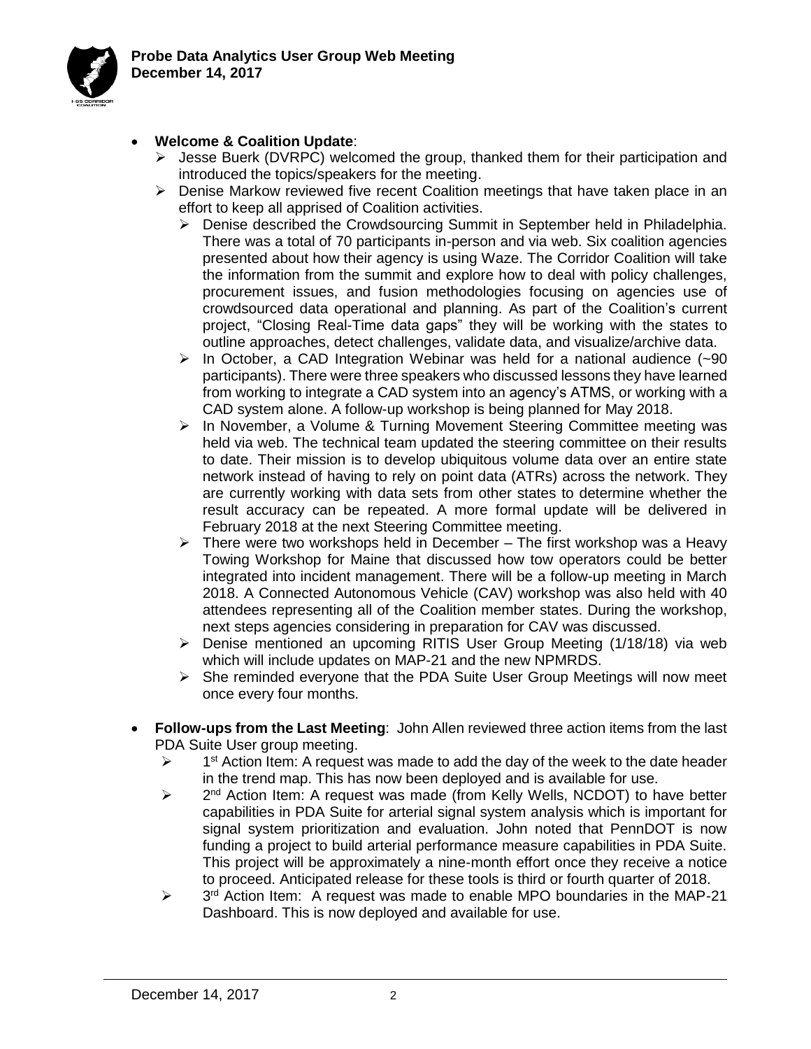- **Welcome & Coalition Update**:
  - Jesse Buerk (DVRPC) welcomed the group, thanked them for their participation and introduced the topics/speakers for the meeting.
  - Denise Markow reviewed five recent Coalition meetings that have taken place in an effort to keep all apprised of Coalition activities.
    - Denise described the Crowdsourcing Summit in September held in Philadelphia. There was a total of 70 participants in-person and via web. Six coalition agencies presented about how their agency is using Waze. The Corridor Coalition will take the information from the summit and explore how to deal with policy challenges, procurement issues, and fusion methodologies focusing on agencies use of crowdsourced data operational and planning. As part of the Coalition's current project, "Closing Real-Time data gaps" they will be working with the states to outline approaches, detect challenges, validate data, and visualize/archive data.
    - In October, a CAD Integration Webinar was held for a national audience (~90 participants). There were three speakers who discussed lessons they have learned from working to integrate a CAD system into an agency's ATMS, or working with a CAD system alone. A follow-up workshop is being planned for May 2018.
    - In November, a Volume & Turning Movement Steering Committee meeting was held via web. The technical team updated the steering committee on their results to date. Their mission is to develop ubiquitous volume data over an entire state network instead of having to rely on point data (ATRs) across the network. They are currently working with data sets from other states to determine whether the result accuracy can be repeated. A more formal update will be delivered in February 2018 at the next Steering Committee meeting.
    - There were two workshops held in December – The first workshop was a Heavy Towing Workshop for Maine that discussed how tow operators could be better integrated into incident management. There will be a follow-up meeting in March 2018. A Connected Autonomous Vehicle (CAV) workshop was also held with 40 attendees representing all of the Coalition member states. During the workshop, next steps agencies considering in preparation for CAV was discussed.
    - Denise mentioned an upcoming RITIS User Group Meeting (1/18/18) via web which will include updates on MAP-21 and the new NPMRDS.
    - She reminded everyone that the PDA Suite User Group Meetings will now meet once every four months.

- **Follow-ups from the Last Meeting**: John Allen reviewed three action items from the last PDA Suite User group meeting.
  - 1st Action Item: A request was made to add the day of the week to the date header in the trend map. This has now been deployed and is available for use.
  - 2nd Action Item: A request was made (from Kelly Wells, NCDOT) to have better capabilities in PDA Suite for arterial signal system analysis which is important for signal system prioritization and evaluation. John noted that PennDOT is now funding a project to build arterial performance measure capabilities in PDA Suite. This project will be approximately a nine-month effort once they receive a notice to proceed. Anticipated release for these tools is third or fourth quarter of 2018.
  - 3rd Action Item: A request was made to enable MPO boundaries in the MAP-21 Dashboard. This is now deployed and available for use.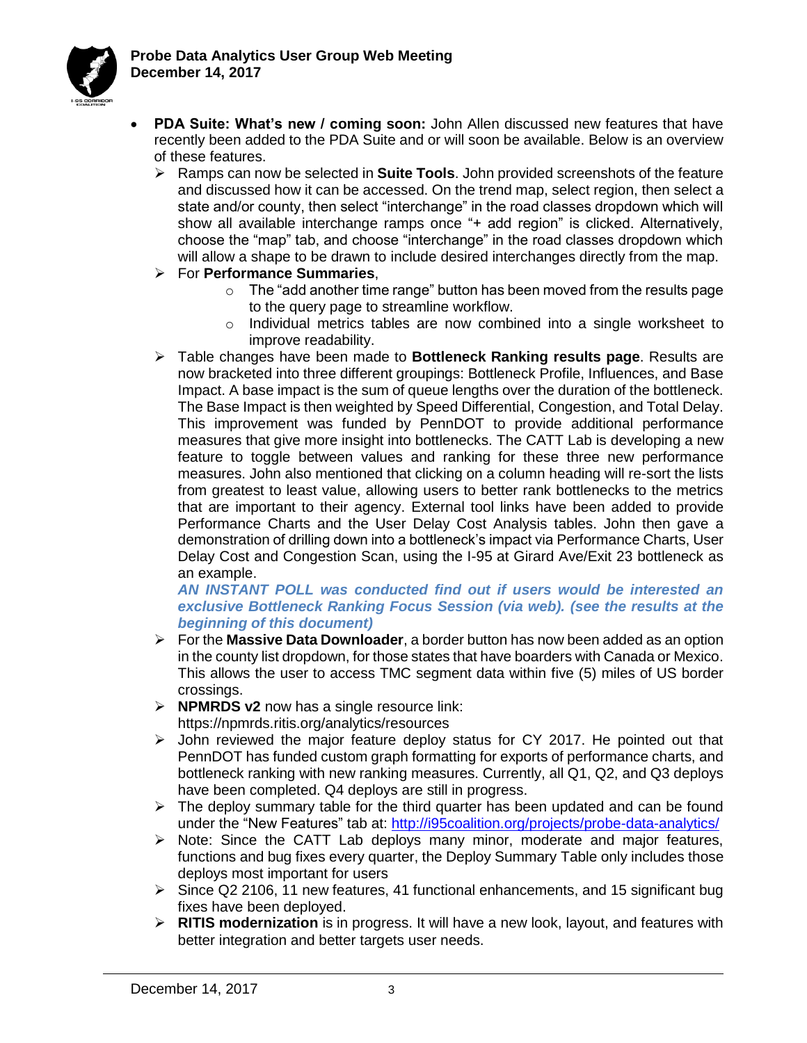- **PDA Suite: What's new / coming soon:** John Allen discussed new features that have recently been added to the PDA Suite and or will soon be available. Below is an overview of these features.
  - Ramps can now be selected in **Suite Tools**. John provided screenshots of the feature and discussed how it can be accessed. On the trend map, select region, then select a state and/or county, then select "interchange" in the road classes dropdown which will show all available interchange ramps once "+ add region" is clicked. Alternatively, choose the "map" tab, and choose "interchange" in the road classes dropdown which will allow a shape to be drawn to include desired interchanges directly from the map.
  - For **Performance Summaries**,
    - The "add another time range" button has been moved from the results page to the query page to streamline workflow.
    - Individual metrics tables are now combined into a single worksheet to improve readability.
  - Table changes have been made to **Bottleneck Ranking results page**. Results are now bracketed into three different groupings: Bottleneck Profile, Influences, and Base Impact. A base impact is the sum of queue lengths over the duration of the bottleneck. The Base Impact is then weighted by Speed Differential, Congestion, and Total Delay. This improvement was funded by PennDOT to provide additional performance measures that give more insight into bottlenecks. The CATT Lab is developing a new feature to toggle between values and ranking for these three new performance measures. John also mentioned that clicking on a column heading will re-sort the lists from greatest to least value, allowing users to better rank bottlenecks to the metrics that are important to their agency. External tool links have been added to provide Performance Charts and the User Delay Cost Analysis tables. John then gave a demonstration of drilling down into a bottleneck's impact via Performance Charts, User Delay Cost and Congestion Scan, using the I-95 at Girard Ave/Exit 23 bottleneck as an example.

    ***AN INSTANT POLL was conducted find out if users would be interested an exclusive Bottleneck Ranking Focus Session (via web). (see the results at the beginning of this document)***
  - For the **Massive Data Downloader**, a border button has now been added as an option in the county list dropdown, for those states that have boarders with Canada or Mexico. This allows the user to access TMC segment data within five (5) miles of US border crossings.
  - **NPMRDS v2** now has a single resource link: https://npmrds.ritis.org/analytics/resources
  - John reviewed the major feature deploy status for CY 2017. He pointed out that PennDOT has funded custom graph formatting for exports of performance charts, and bottleneck ranking with new ranking measures. Currently, all Q1, Q2, and Q3 deploys have been completed. Q4 deploys are still in progress.
  - The deploy summary table for the third quarter has been updated and can be found under the "New Features" tab at: http://i95coalition.org/projects/probe-data-analytics/
  - Note: Since the CATT Lab deploys many minor, moderate and major features, functions and bug fixes every quarter, the Deploy Summary Table only includes those deploys most important for users
  - Since Q2 2106, 11 new features, 41 functional enhancements, and 15 significant bug fixes have been deployed.
  - **RITIS modernization** is in progress. It will have a new look, layout, and features with better integration and better targets user needs.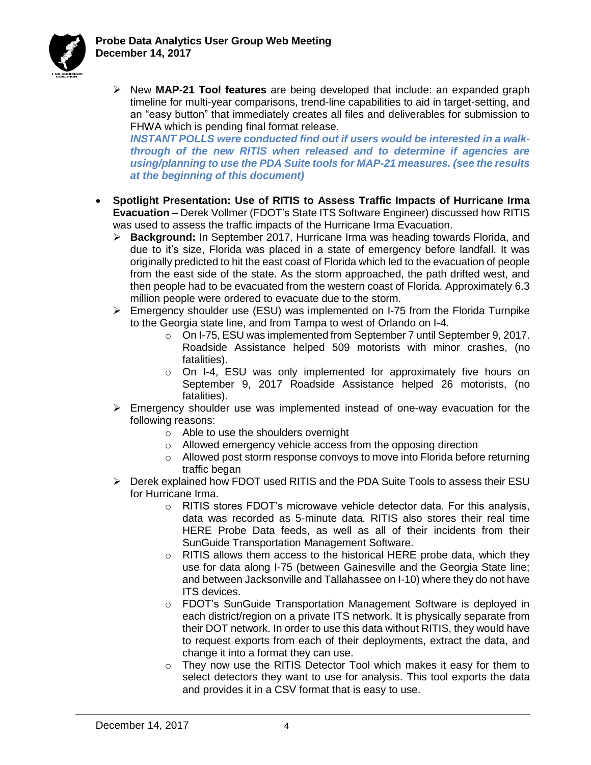- New **MAP-21 Tool features** are being developed that include: an expanded graph timeline for multi-year comparisons, trend-line capabilities to aid in target-setting, and an "easy button" that immediately creates all files and deliverables for submission to FHWA which is pending final format release.
  ***INSTANT POLLS were conducted find out if users would be interested in a walk-through of the new RITIS when released and to determine if agencies are using/planning to use the PDA Suite tools for MAP-21 measures. (see the results at the beginning of this document)***

- **Spotlight Presentation: Use of RITIS to Assess Traffic Impacts of Hurricane Irma Evacuation –** Derek Vollmer (FDOT's State ITS Software Engineer) discussed how RITIS was used to assess the traffic impacts of the Hurricane Irma Evacuation.
  - **Background:** In September 2017, Hurricane Irma was heading towards Florida, and due to it's size, Florida was placed in a state of emergency before landfall. It was originally predicted to hit the east coast of Florida which led to the evacuation of people from the east side of the state. As the storm approached, the path drifted west, and then people had to be evacuated from the western coast of Florida. Approximately 6.3 million people were ordered to evacuate due to the storm.
  - Emergency shoulder use (ESU) was implemented on I-75 from the Florida Turnpike to the Georgia state line, and from Tampa to west of Orlando on I-4.
    - On I-75, ESU was implemented from September 7 until September 9, 2017. Roadside Assistance helped 509 motorists with minor crashes, (no fatalities).
    - On I-4, ESU was only implemented for approximately five hours on September 9, 2017 Roadside Assistance helped 26 motorists, (no fatalities).
  - Emergency shoulder use was implemented instead of one-way evacuation for the following reasons:
    - Able to use the shoulders overnight
    - Allowed emergency vehicle access from the opposing direction
    - Allowed post storm response convoys to move into Florida before returning traffic began
  - Derek explained how FDOT used RITIS and the PDA Suite Tools to assess their ESU for Hurricane Irma.
    - RITIS stores FDOT's microwave vehicle detector data. For this analysis, data was recorded as 5-minute data. RITIS also stores their real time HERE Probe Data feeds, as well as all of their incidents from their SunGuide Transportation Management Software.
    - RITIS allows them access to the historical HERE probe data, which they use for data along I-75 (between Gainesville and the Georgia State line; and between Jacksonville and Tallahassee on I-10) where they do not have ITS devices.
    - FDOT's SunGuide Transportation Management Software is deployed in each district/region on a private ITS network. It is physically separate from their DOT network. In order to use this data without RITIS, they would have to request exports from each of their deployments, extract the data, and change it into a format they can use.
    - They now use the RITIS Detector Tool which makes it easy for them to select detectors they want to use for analysis. This tool exports the data and provides it in a CSV format that is easy to use.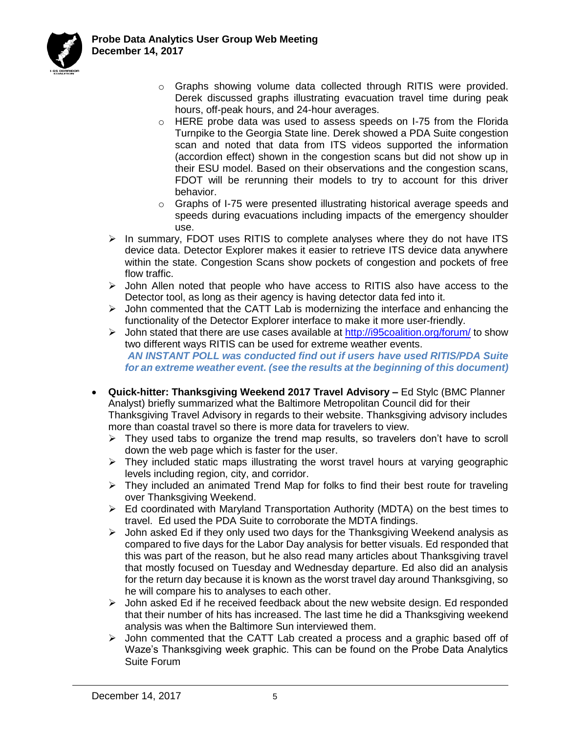- Graphs showing volume data collected through RITIS were provided. Derek discussed graphs illustrating evacuation travel time during peak hours, off-peak hours, and 24-hour averages.
    - HERE probe data was used to assess speeds on I-75 from the Florida Turnpike to the Georgia State line. Derek showed a PDA Suite congestion scan and noted that data from ITS videos supported the information (accordion effect) shown in the congestion scans but did not show up in their ESU model. Based on their observations and the congestion scans, FDOT will be rerunning their models to try to account for this driver behavior.
    - Graphs of I-75 were presented illustrating historical average speeds and speeds during evacuations including impacts of the emergency shoulder use.
  - In summary, FDOT uses RITIS to complete analyses where they do not have ITS device data. Detector Explorer makes it easier to retrieve ITS device data anywhere within the state. Congestion Scans show pockets of congestion and pockets of free flow traffic.
  - John Allen noted that people who have access to RITIS also have access to the Detector tool, as long as their agency is having detector data fed into it.
  - John commented that the CATT Lab is modernizing the interface and enhancing the functionality of the Detector Explorer interface to make it more user-friendly.
  - John stated that there are use cases available at [http://i95coalition.org/forum/](http://i95coalition.org/forum/) to show two different ways RITIS can be used for extreme weather events.
    ***AN INSTANT POLL was conducted find out if users have used RITIS/PDA Suite for an extreme weather event. (see the results at the beginning of this document)***

- **Quick-hitter: Thanksgiving Weekend 2017 Travel Advisory –** Ed Stylc (BMC Planner Analyst) briefly summarized what the Baltimore Metropolitan Council did for their Thanksgiving Travel Advisory in regards to their website. Thanksgiving advisory includes more than coastal travel so there is more data for travelers to view.
  - They used tabs to organize the trend map results, so travelers don't have to scroll down the web page which is faster for the user.
  - They included static maps illustrating the worst travel hours at varying geographic levels including region, city, and corridor.
  - They included an animated Trend Map for folks to find their best route for traveling over Thanksgiving Weekend.
  - Ed coordinated with Maryland Transportation Authority (MDTA) on the best times to travel. Ed used the PDA Suite to corroborate the MDTA findings.
  - John asked Ed if they only used two days for the Thanksgiving Weekend analysis as compared to five days for the Labor Day analysis for better visuals. Ed responded that this was part of the reason, but he also read many articles about Thanksgiving travel that mostly focused on Tuesday and Wednesday departure. Ed also did an analysis for the return day because it is known as the worst travel day around Thanksgiving, so he will compare his to analyses to each other.
  - John asked Ed if he received feedback about the new website design. Ed responded that their number of hits has increased. The last time he did a Thanksgiving weekend analysis was when the Baltimore Sun interviewed them.
  - John commented that the CATT Lab created a process and a graphic based off of Waze's Thanksgiving week graphic. This can be found on the Probe Data Analytics Suite Forum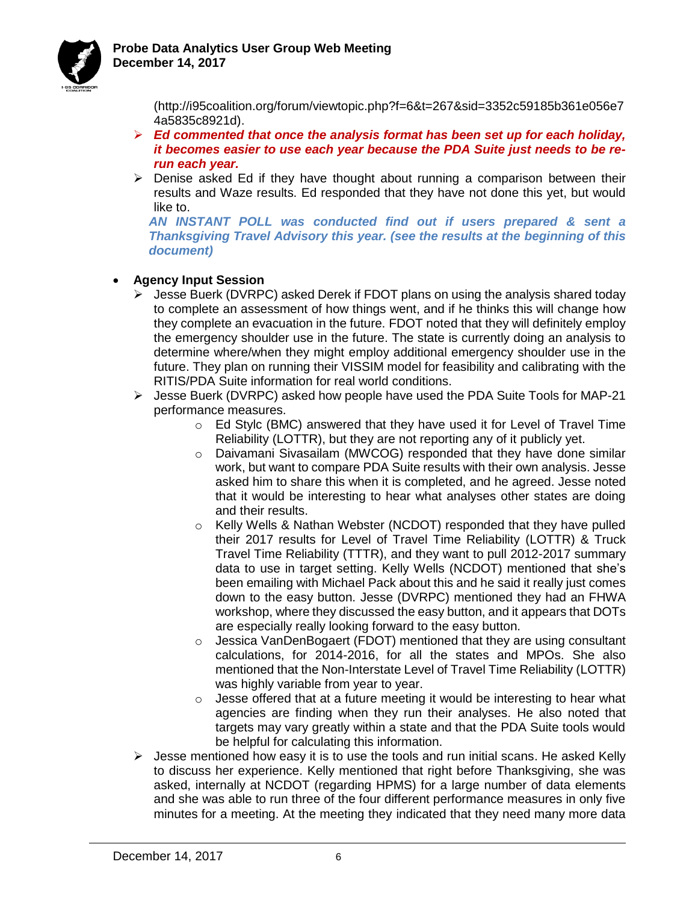(http://i95coalition.org/forum/viewtopic.php?f=6&t=267&sid=3352c59185b361e056e74a5835c8921d).

- ***Ed commented that once the analysis format has been set up for each holiday, it becomes easier to use each year because the PDA Suite just needs to be re-run each year.***
- Denise asked Ed if they have thought about running a comparison between their results and Waze results. Ed responded that they have not done this yet, but would like to.

***AN INSTANT POLL was conducted find out if users prepared & sent a Thanksgiving Travel Advisory this year. (see the results at the beginning of this document)***

- **Agency Input Session**
  - Jesse Buerk (DVRPC) asked Derek if FDOT plans on using the analysis shared today to complete an assessment of how things went, and if he thinks this will change how they complete an evacuation in the future. FDOT noted that they will definitely employ the emergency shoulder use in the future. The state is currently doing an analysis to determine where/when they might employ additional emergency shoulder use in the future. They plan on running their VISSIM model for feasibility and calibrating with the RITIS/PDA Suite information for real world conditions.
  - Jesse Buerk (DVRPC) asked how people have used the PDA Suite Tools for MAP-21 performance measures.
    - Ed Stylc (BMC) answered that they have used it for Level of Travel Time Reliability (LOTTR), but they are not reporting any of it publicly yet.
    - Daivamani Sivasailam (MWCOG) responded that they have done similar work, but want to compare PDA Suite results with their own analysis. Jesse asked him to share this when it is completed, and he agreed. Jesse noted that it would be interesting to hear what analyses other states are doing and their results.
    - Kelly Wells & Nathan Webster (NCDOT) responded that they have pulled their 2017 results for Level of Travel Time Reliability (LOTTR) & Truck Travel Time Reliability (TTTR), and they want to pull 2012-2017 summary data to use in target setting. Kelly Wells (NCDOT) mentioned that she's been emailing with Michael Pack about this and he said it really just comes down to the easy button. Jesse (DVRPC) mentioned they had an FHWA workshop, where they discussed the easy button, and it appears that DOTs are especially really looking forward to the easy button.
    - Jessica VanDenBogaert (FDOT) mentioned that they are using consultant calculations, for 2014-2016, for all the states and MPOs. She also mentioned that the Non-Interstate Level of Travel Time Reliability (LOTTR) was highly variable from year to year.
    - Jesse offered that at a future meeting it would be interesting to hear what agencies are finding when they run their analyses. He also noted that targets may vary greatly within a state and that the PDA Suite tools would be helpful for calculating this information.
  - Jesse mentioned how easy it is to use the tools and run initial scans. He asked Kelly to discuss her experience. Kelly mentioned that right before Thanksgiving, she was asked, internally at NCDOT (regarding HPMS) for a large number of data elements and she was able to run three of the four different performance measures in only five minutes for a meeting. At the meeting they indicated that they need many more data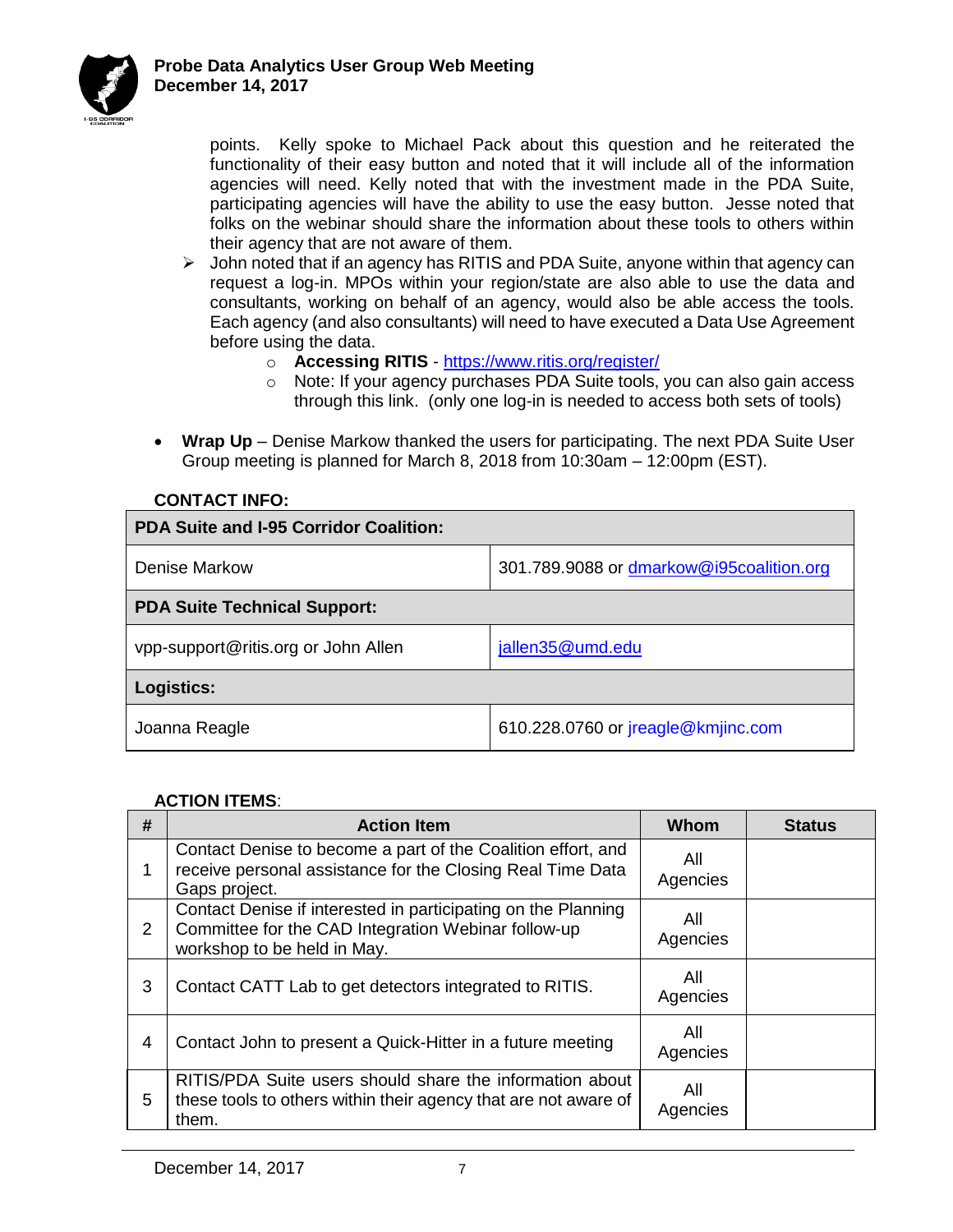points. Kelly spoke to Michael Pack about this question and he reiterated the functionality of their easy button and noted that it will include all of the information agencies will need. Kelly noted that with the investment made in the PDA Suite, participating agencies will have the ability to use the easy button. Jesse noted that folks on the webinar should share the information about these tools to others within their agency that are not aware of them.

- John noted that if an agency has RITIS and PDA Suite, anyone within that agency can request a log-in. MPOs within your region/state are also able to use the data and consultants, working on behalf of an agency, would also be able access the tools. Each agency (and also consultants) will need to have executed a Data Use Agreement before using the data.
  - **Accessing RITIS** - https://www.ritis.org/register/
  - Note: If your agency purchases PDA Suite tools, you can also gain access through this link. (only one log-in is needed to access both sets of tools)

- **Wrap Up** – Denise Markow thanked the users for participating. The next PDA Suite User Group meeting is planned for March 8, 2018 from 10:30am – 12:00pm (EST).

**CONTACT INFO:**

| **PDA Suite and I-95 Corridor Coalition:** | |
|---|---|
| Denise Markow | 301.789.9088 or dmarkow@i95coalition.org |
| **PDA Suite Technical Support:** | |
| vpp-support@ritis.org or John Allen | jallen35@umd.edu |
| **Logistics:** | |
| Joanna Reagle | 610.228.0760 or jreagle@kmjinc.com |

**ACTION ITEMS**:

| # | Action Item | Whom | Status |
|---|---|---|---|
| 1 | Contact Denise to become a part of the Coalition effort, and receive personal assistance for the Closing Real Time Data Gaps project. | All Agencies | |
| 2 | Contact Denise if interested in participating on the Planning Committee for the CAD Integration Webinar follow-up workshop to be held in May. | All Agencies | |
| 3 | Contact CATT Lab to get detectors integrated to RITIS. | All Agencies | |
| 4 | Contact John to present a Quick-Hitter in a future meeting | All Agencies | |
| 5 | RITIS/PDA Suite users should share the information about these tools to others within their agency that are not aware of them. | All Agencies | |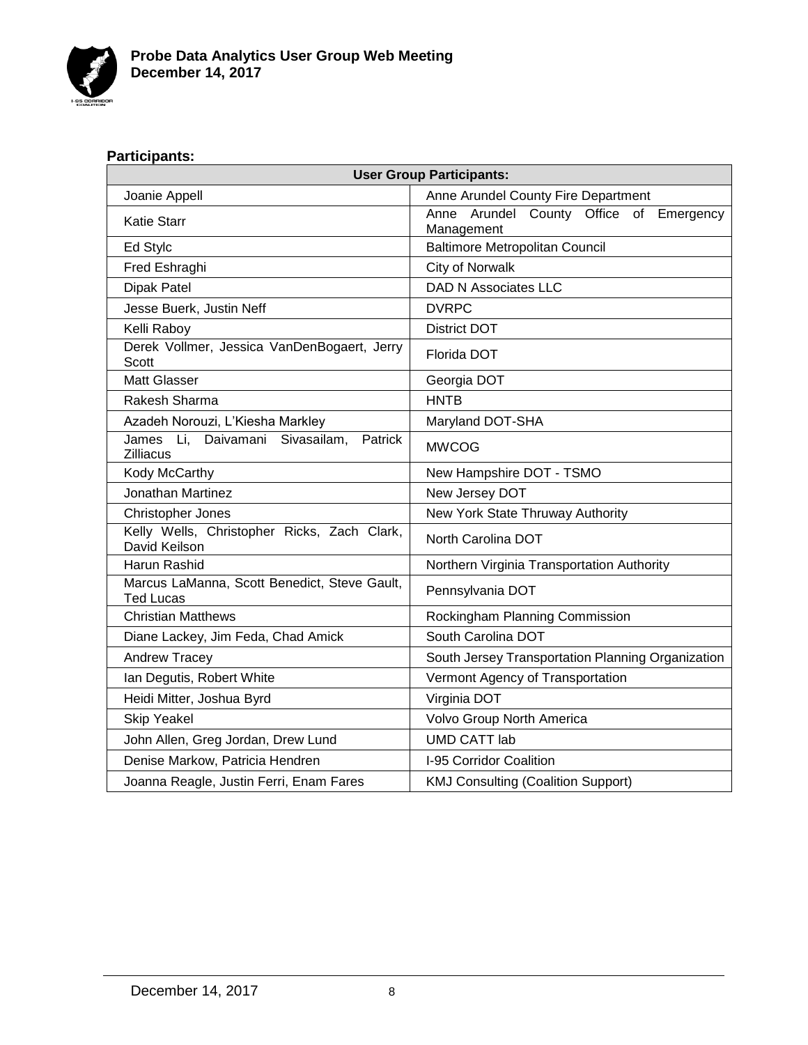**Participants:**

| User Group Participants: | |
|---|---|
| Joanie Appell | Anne Arundel County Fire Department |
| Katie Starr | Anne Arundel County Office of Emergency Management |
| Ed Stylc | Baltimore Metropolitan Council |
| Fred Eshraghi | City of Norwalk |
| Dipak Patel | DAD N Associates LLC |
| Jesse Buerk, Justin Neff | DVRPC |
| Kelli Raboy | District DOT |
| Derek Vollmer, Jessica VanDenBogaert, Jerry Scott | Florida DOT |
| Matt Glasser | Georgia DOT |
| Rakesh Sharma | HNTB |
| Azadeh Norouzi, L'Kiesha Markley | Maryland DOT-SHA |
| James Li, Daivamani Sivasailam, Patrick Zilliacus | MWCOG |
| Kody McCarthy | New Hampshire DOT - TSMO |
| Jonathan Martinez | New Jersey DOT |
| Christopher Jones | New York State Thruway Authority |
| Kelly Wells, Christopher Ricks, Zach Clark, David Keilson | North Carolina DOT |
| Harun Rashid | Northern Virginia Transportation Authority |
| Marcus LaManna, Scott Benedict, Steve Gault, Ted Lucas | Pennsylvania DOT |
| Christian Matthews | Rockingham Planning Commission |
| Diane Lackey, Jim Feda, Chad Amick | South Carolina DOT |
| Andrew Tracey | South Jersey Transportation Planning Organization |
| Ian Degutis, Robert White | Vermont Agency of Transportation |
| Heidi Mitter, Joshua Byrd | Virginia DOT |
| Skip Yeakel | Volvo Group North America |
| John Allen, Greg Jordan, Drew Lund | UMD CATT lab |
| Denise Markow, Patricia Hendren | I-95 Corridor Coalition |
| Joanna Reagle, Justin Ferri, Enam Fares | KMJ Consulting (Coalition Support) |